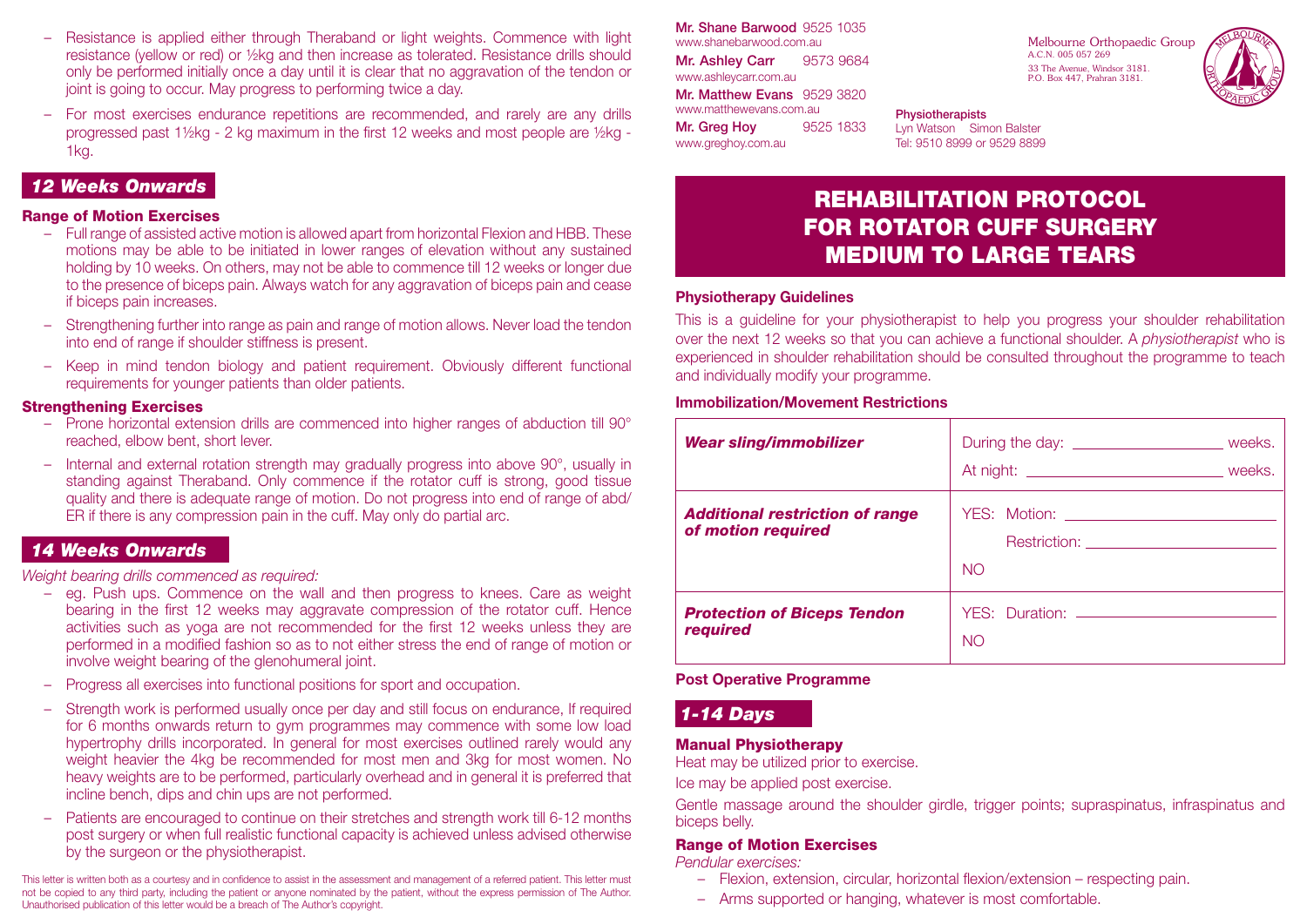- Resistance is applied either through Theraband or light weights. Commence with light resistance (yellow or red) or ½kg and then increase as tolerated. Resistance drills should only be performed initially once a day until it is clear that no aggravation of the tendon or joint is going to occur. May progress to performing twice a day.
- For most exercises endurance repetitions are recommended, and rarely are any drills progressed past 1½kg - 2 kg maximum in the first 12 weeks and most people are ½kg - 1kg.

## *12 Weeks Onwards*

### Range of Motion Exercises

- Full range of assisted active motion is allowed apart from horizontal Flexion and HBB. These motions may be able to be initiated in lower ranges of elevation without any sustained holding by 10 weeks. On others, may not be able to commence till 12 weeks or longer due to the presence of biceps pain. Always watch for any aggravation of biceps pain and cease if biceps pain increases.
- Strengthening further into range as pain and range of motion allows. Never load the tendon into end of range if shoulder stiffness is present.
- Keep in mind tendon biology and patient requirement. Obviously different functional requirements for younger patients than older patients.

### Strengthening Exercises

- Prone horizontal extension drills are commenced into higher ranges of abduction till 90° reached, elbow bent, short lever.
- Internal and external rotation strength may gradually progress into above 90°, usually in standing against Theraband. Only commence if the rotator cuff is strong, good tissue quality and there is adequate range of motion. Do not progress into end of range of abd/ER if there is any compression pain in the cuff. May only do partial arc.

## *14 Weeks Onwards*

*Weight bearing drills commenced as required:*

- eg. Push ups. Commence on the wall and then progress to knees. Care as weight bearing in the first 12 weeks may aggravate compression of the rotator cuff. Hence activities such as yoga are not recommended for the first 12 weeks unless they are performed in a modified fashion so as to not either stress the end of range of motion or involve weight bearing of the glenohumeral joint.
- Progress all exercises into functional positions for sport and occupation.
- Strength work is performed usually once per day and still focus on endurance, If required for 6 months onwards return to gym programmes may commence with some low load hypertrophy drills incorporated. In general for most exercises outlined rarely would any weight heavier the 4kg be recommended for most men and 3kg for most women. No heavy weights are to be performed, particularly overhead and in general it is preferred that incline bench, dips and chin ups are not performed.
- Patients are encouraged to continue on their stretches and strength work till 6-12 months post surgery or when full realistic functional capacity is achieved unless advised otherwise by the surgeon or the physiotherapist.

This letter is written both as a courtesy and in confidence to assist in the assessment and management of a referred patient. This letter must not be copied to any third party, including the patient or anyone nominated by the patient, without the express permission of The Author. Unauthorised publication of this letter would be a breach of The Author's copyright.

**Mr. Shane Barwood** 9525 1035
www.shanebarwood.com.au

**Mr. Ashley Carr** 9573 9684
www.ashleycarr.com.au

**Mr. Matthew Evans** 9529 3820
www.matthewevans.com.au

**Mr. Greg Hoy** 9525 1833
www.greghoy.com.au

**Physiotherapists**
Lyn Watson Simon Balster
Tel: 9510 8999 or 9529 8899

Melbourne Orthopaedic Group
A.C.N. 005 057 269
33 The Avenue, Windsor 3181.
P.O. Box 447, Prahran 3181.

# REHABILITATION PROTOCOL FOR ROTATOR CUFF SURGERY MEDIUM TO LARGE TEARS

### Physiotherapy Guidelines

This is a guideline for your physiotherapist to help you progress your shoulder rehabilitation over the next 12 weeks so that you can achieve a functional shoulder. A *physiotherapist* who is experienced in shoulder rehabilitation should be consulted throughout the programme to teach and individually modify your programme.

### Immobilization/Movement Restrictions

| | |
|---|---|
| ***Wear sling/immobilizer*** | During the day: ____________ weeks.<br>At night: ____________ weeks. |
| ***Additional restriction of range of motion required*** | YES: Motion: ____________<br>Restriction: ____________<br>NO |
| ***Protection of Biceps Tendon required*** | YES: Duration: ____________<br>NO |

### Post Operative Programme

## *1-14 Days*

### Manual Physiotherapy

Heat may be utilized prior to exercise.

Ice may be applied post exercise.

Gentle massage around the shoulder girdle, trigger points; supraspinatus, infraspinatus and biceps belly.

### Range of Motion Exercises

*Pendular exercises:*

- Flexion, extension, circular, horizontal flexion/extension – respecting pain.
- Arms supported or hanging, whatever is most comfortable.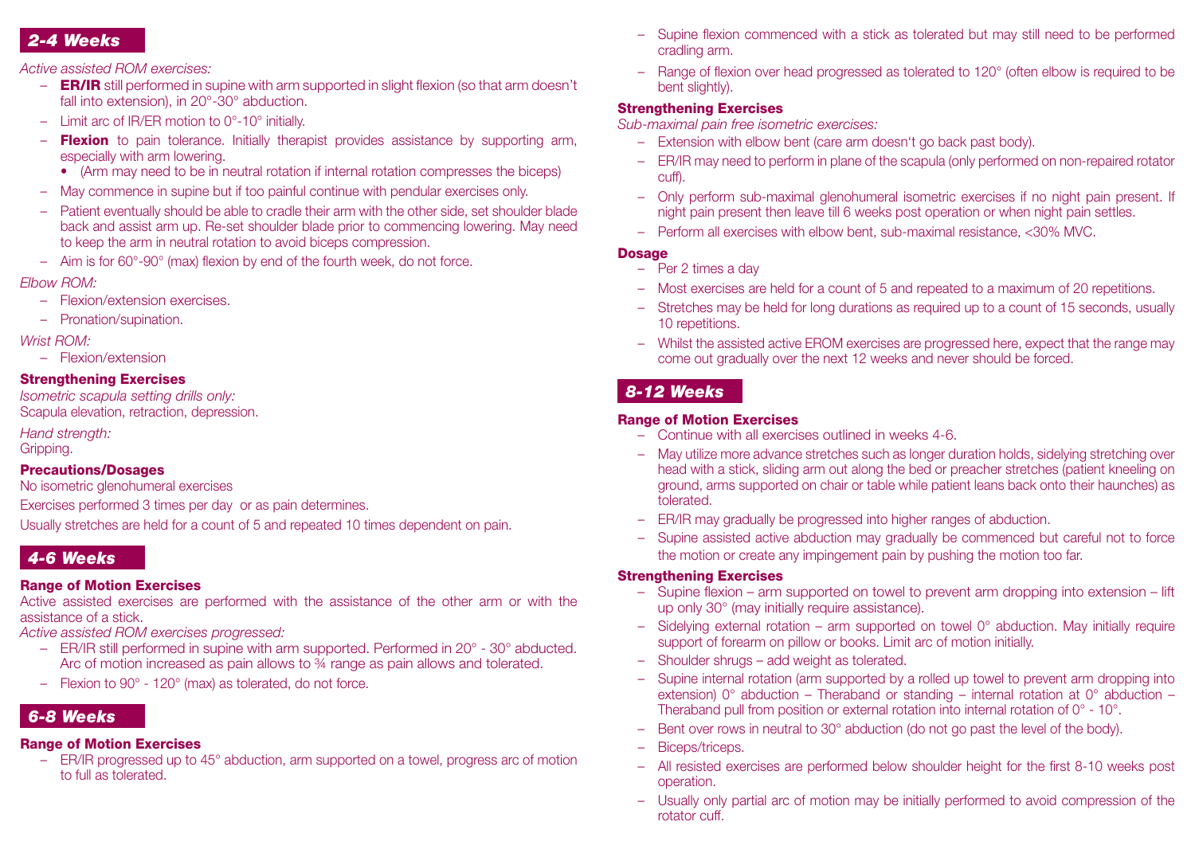## 2-4 Weeks

*Active assisted ROM exercises:*

- **ER/IR** still performed in supine with arm supported in slight flexion (so that arm doesn't fall into extension), in 20°-30° abduction.
- Limit arc of IR/ER motion to 0°-10° initially.
- **Flexion** to pain tolerance. Initially therapist provides assistance by supporting arm, especially with arm lowering.
  - (Arm may need to be in neutral rotation if internal rotation compresses the biceps)
- May commence in supine but if too painful continue with pendular exercises only.
- Patient eventually should be able to cradle their arm with the other side, set shoulder blade back and assist arm up. Re-set shoulder blade prior to commencing lowering. May need to keep the arm in neutral rotation to avoid biceps compression.
- Aim is for 60°-90° (max) flexion by end of the fourth week, do not force.

*Elbow ROM:*

- Flexion/extension exercises.
- Pronation/supination.

*Wrist ROM:*

- Flexion/extension

**Strengthening Exercises**

*Isometric scapula setting drills only:*
Scapula elevation, retraction, depression.

*Hand strength:*
Gripping.

**Precautions/Dosages**

No isometric glenohumeral exercises

Exercises performed 3 times per day or as pain determines.

Usually stretches are held for a count of 5 and repeated 10 times dependent on pain.

## 4-6 Weeks

**Range of Motion Exercises**

Active assisted exercises are performed with the assistance of the other arm or with the assistance of a stick.

*Active assisted ROM exercises progressed:*

- ER/IR still performed in supine with arm supported. Performed in 20° - 30° abducted. Arc of motion increased as pain allows to ¾ range as pain allows and tolerated.
- Flexion to 90° - 120° (max) as tolerated, do not force.

## 6-8 Weeks

**Range of Motion Exercises**

- ER/IR progressed up to 45° abduction, arm supported on a towel, progress arc of motion to full as tolerated.
- Supine flexion commenced with a stick as tolerated but may still need to be performed cradling arm.
- Range of flexion over head progressed as tolerated to 120° (often elbow is required to be bent slightly).

**Strengthening Exercises**

*Sub-maximal pain free isometric exercises:*

- Extension with elbow bent (care arm doesn't go back past body).
- ER/IR may need to perform in plane of the scapula (only performed on non-repaired rotator cuff).
- Only perform sub-maximal glenohumeral isometric exercises if no night pain present. If night pain present then leave till 6 weeks post operation or when night pain settles.
- Perform all exercises with elbow bent, sub-maximal resistance, <30% MVC.

**Dosage**

- Per 2 times a day
- Most exercises are held for a count of 5 and repeated to a maximum of 20 repetitions.
- Stretches may be held for long durations as required up to a count of 15 seconds, usually 10 repetitions.
- Whilst the assisted active EROM exercises are progressed here, expect that the range may come out gradually over the next 12 weeks and never should be forced.

## 8-12 Weeks

**Range of Motion Exercises**

- Continue with all exercises outlined in weeks 4-6.
- May utilize more advance stretches such as longer duration holds, sidelying stretching over head with a stick, sliding arm out along the bed or preacher stretches (patient kneeling on ground, arms supported on chair or table while patient leans back onto their haunches) as tolerated.
- ER/IR may gradually be progressed into higher ranges of abduction.
- Supine assisted active abduction may gradually be commenced but careful not to force the motion or create any impingement pain by pushing the motion too far.

**Strengthening Exercises**

- Supine flexion – arm supported on towel to prevent arm dropping into extension – lift up only 30° (may initially require assistance).
- Sidelying external rotation – arm supported on towel 0° abduction. May initially require support of forearm on pillow or books. Limit arc of motion initially.
- Shoulder shrugs – add weight as tolerated.
- Supine internal rotation (arm supported by a rolled up towel to prevent arm dropping into extension) 0° abduction – Theraband or standing – internal rotation at 0° abduction – Theraband pull from position or external rotation into internal rotation of 0° - 10°.
- Bent over rows in neutral to 30° abduction (do not go past the level of the body).
- Biceps/triceps.
- All resisted exercises are performed below shoulder height for the first 8-10 weeks post operation.
- Usually only partial arc of motion may be initially performed to avoid compression of the rotator cuff.